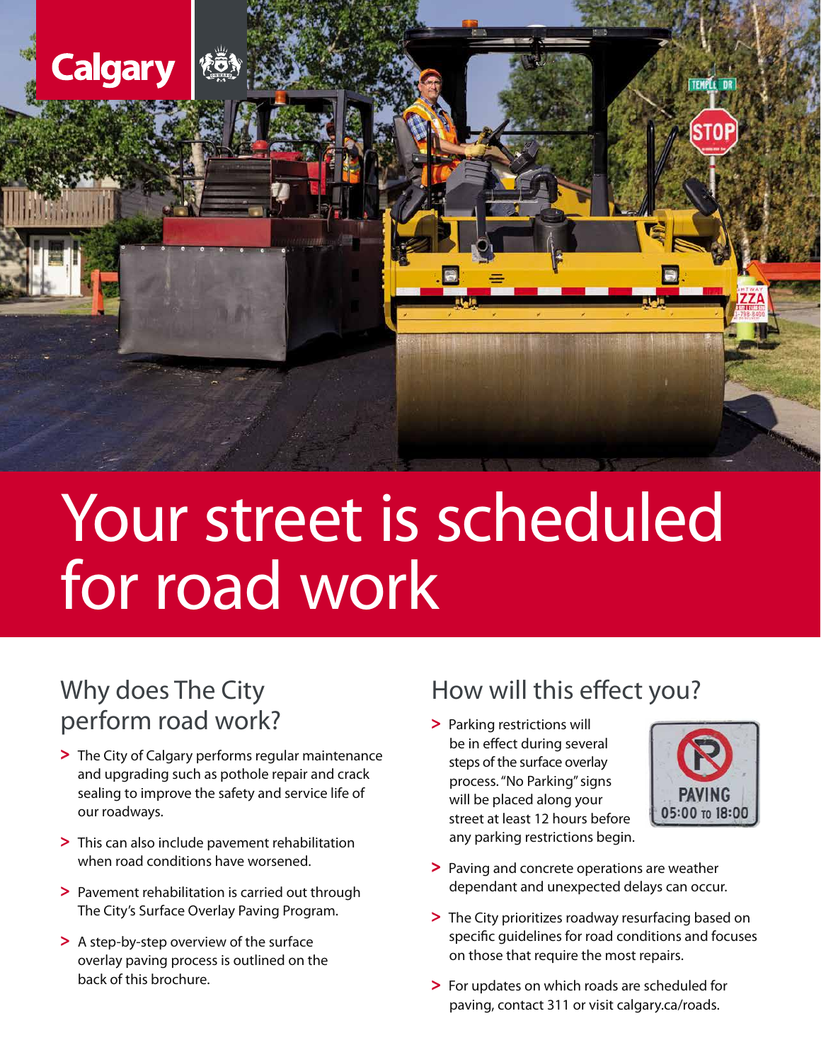# Your street is scheduled for road work

## Why does The City perform road work?

- The City of Calgary performs regular maintenance and upgrading such as pothole repair and crack sealing to improve the safety and service life of our roadways.
- This can also include pavement rehabilitation when road conditions have worsened.
- Pavement rehabilitation is carried out through The City's Surface Overlay Paving Program.
- A step-by-step overview of the surface overlay paving process is outlined on the back of this brochure.

## How will this effect you?

- Parking restrictions will be in effect during several steps of the surface overlay process. "No Parking" signs will be placed along your street at least 12 hours before any parking restrictions begin.
- Paving and concrete operations are weather dependant and unexpected delays can occur.
- The City prioritizes roadway resurfacing based on specific guidelines for road conditions and focuses on those that require the most repairs.
- For updates on which roads are scheduled for paving, contact 311 or visit calgary.ca/roads.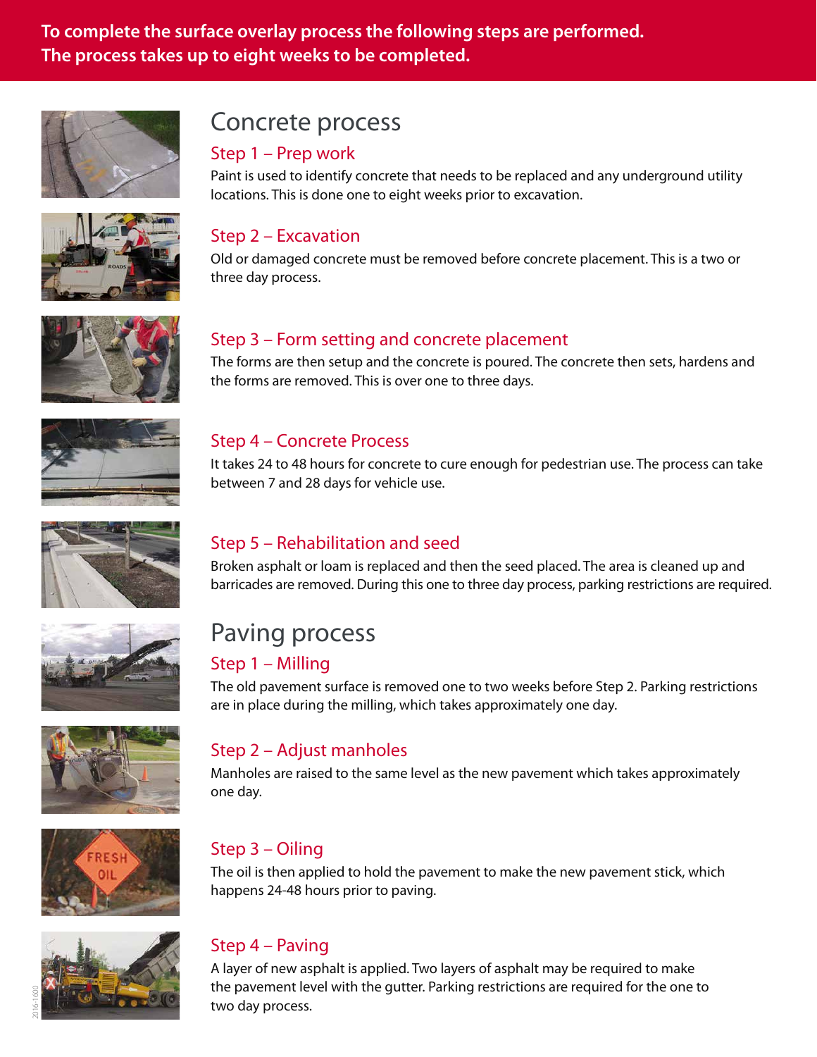**To complete the surface overlay process the following steps are performed. The process takes up to eight weeks to be completed.**

# Concrete process

## Step 1 – Prep work

Paint is used to identify concrete that needs to be replaced and any underground utility locations. This is done one to eight weeks prior to excavation.

## Step 2 – Excavation

Old or damaged concrete must be removed before concrete placement. This is a two or three day process.

## Step 3 – Form setting and concrete placement

The forms are then setup and the concrete is poured. The concrete then sets, hardens and the forms are removed. This is over one to three days.

## Step 4 – Concrete Process

It takes 24 to 48 hours for concrete to cure enough for pedestrian use. The process can take between 7 and 28 days for vehicle use.

## Step 5 – Rehabilitation and seed

Broken asphalt or loam is replaced and then the seed placed. The area is cleaned up and barricades are removed. During this one to three day process, parking restrictions are required.

# Paving process

## Step 1 – Milling

The old pavement surface is removed one to two weeks before Step 2. Parking restrictions are in place during the milling, which takes approximately one day.

## Step 2 – Adjust manholes

Manholes are raised to the same level as the new pavement which takes approximately one day.

## Step 3 – Oiling

The oil is then applied to hold the pavement to make the new pavement stick, which happens 24-48 hours prior to paving.

## Step 4 – Paving

A layer of new asphalt is applied. Two layers of asphalt may be required to make the pavement level with the gutter. Parking restrictions are required for the one to two day process.